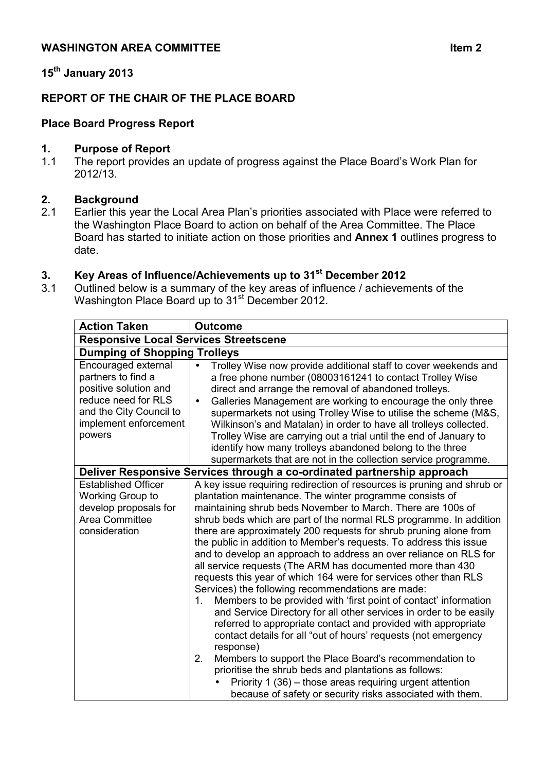**WASHINGTON AREA COMMITTEE** **Item 2**

**15th January 2013**

**REPORT OF THE CHAIR OF THE PLACE BOARD**

**Place Board Progress Report**

## 1. Purpose of Report

1.1 The report provides an update of progress against the Place Board's Work Plan for 2012/13.

## 2. Background

2.1 Earlier this year the Local Area Plan's priorities associated with Place were referred to the Washington Place Board to action on behalf of the Area Committee. The Place Board has started to initiate action on those priorities and **Annex 1** outlines progress to date.

## 3. Key Areas of Influence/Achievements up to 31st December 2012

3.1 Outlined below is a summary of the key areas of influence / achievements of the Washington Place Board up to 31st December 2012.

| **Action Taken** | **Outcome** |
|---|---|
| **Responsive Local Services Streetscene** | |
| **Dumping of Shopping Trolleys** | |
| Encouraged external partners to find a positive solution and reduce need for RLS and the City Council to implement enforcement powers | • Trolley Wise now provide additional staff to cover weekends and a free phone number (08003161241 to contact Trolley Wise direct and arrange the removal of abandoned trolleys.<br>• Galleries Management are working to encourage the only three supermarkets not using Trolley Wise to utilise the scheme (M&S, Wilkinson's and Matalan) in order to have all trolleys collected. Trolley Wise are carrying out a trial until the end of January to identify how many trolleys abandoned belong to the three supermarkets that are not in the collection service programme. |
| **Deliver Responsive Services through a co-ordinated partnership approach** | |
| Established Officer Working Group to develop proposals for Area Committee consideration | A key issue requiring redirection of resources is pruning and shrub or plantation maintenance. The winter programme consists of maintaining shrub beds November to March. There are 100s of shrub beds which are part of the normal RLS programme. In addition there are approximately 200 requests for shrub pruning alone from the public in addition to Member's requests. To address this issue and to develop an approach to address an over reliance on RLS for all service requests (The ARM has documented more than 430 requests this year of which 164 were for services other than RLS Services) the following recommendations are made:<br>1. Members to be provided with 'first point of contact' information and Service Directory for all other services in order to be easily referred to appropriate contact and provided with appropriate contact details for all "out of hours' requests (not emergency response)<br>2. Members to support the Place Board's recommendation to prioritise the shrub beds and plantations as follows:<br>• Priority 1 (36) – those areas requiring urgent attention because of safety or security risks associated with them. |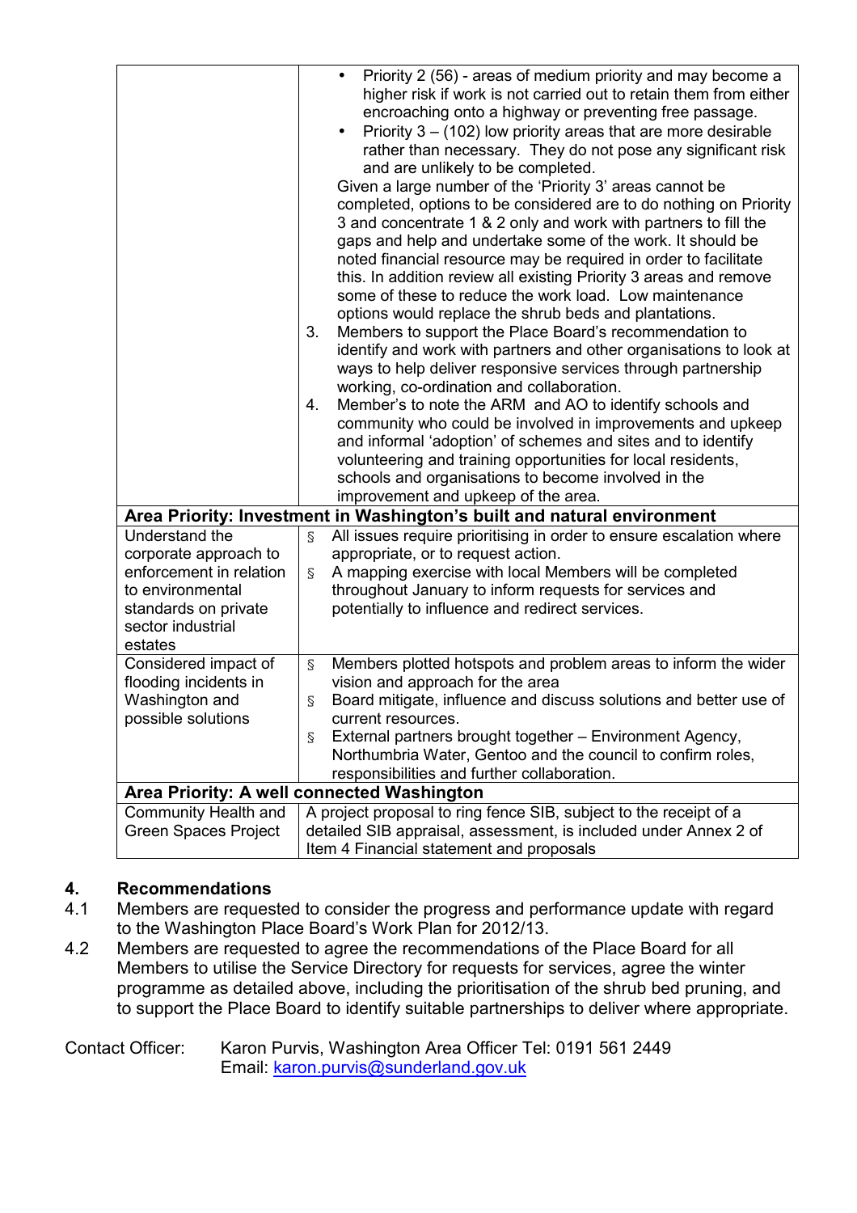| | |
|---|---|
| | • Priority 2 (56) - areas of medium priority and may become a higher risk if work is not carried out to retain them from either encroaching onto a highway or preventing free passage.<br>• Priority 3 – (102) low priority areas that are more desirable rather than necessary. They do not pose any significant risk and are unlikely to be completed.<br>Given a large number of the 'Priority 3' areas cannot be completed, options to be considered are to do nothing on Priority 3 and concentrate 1 & 2 only and work with partners to fill the gaps and help and undertake some of the work. It should be noted financial resource may be required in order to facilitate this. In addition review all existing Priority 3 areas and remove some of these to reduce the work load. Low maintenance options would replace the shrub beds and plantations.<br>3. Members to support the Place Board's recommendation to identify and work with partners and other organisations to look at ways to help deliver responsive services through partnership working, co-ordination and collaboration.<br>4. Member's to note the ARM and AO to identify schools and community who could be involved in improvements and upkeep and informal 'adoption' of schemes and sites and to identify volunteering and training opportunities for local residents, schools and organisations to become involved in the improvement and upkeep of the area. |
| **Area Priority: Investment in Washington's built and natural environment** | |
| Understand the corporate approach to enforcement in relation to environmental standards on private sector industrial estates | § All issues require prioritising in order to ensure escalation where appropriate, or to request action.<br>§ A mapping exercise with local Members will be completed throughout January to inform requests for services and potentially to influence and redirect services. |
| Considered impact of flooding incidents in Washington and possible solutions | § Members plotted hotspots and problem areas to inform the wider vision and approach for the area<br>§ Board mitigate, influence and discuss solutions and better use of current resources.<br>§ External partners brought together – Environment Agency, Northumbria Water, Gentoo and the council to confirm roles, responsibilities and further collaboration. |
| **Area Priority: A well connected Washington** | |
| Community Health and Green Spaces Project | A project proposal to ring fence SIB, subject to the receipt of a detailed SIB appraisal, assessment, is included under Annex 2 of Item 4 Financial statement and proposals |

## 4. Recommendations

4.1 Members are requested to consider the progress and performance update with regard to the Washington Place Board's Work Plan for 2012/13.

4.2 Members are requested to agree the recommendations of the Place Board for all Members to utilise the Service Directory for requests for services, agree the winter programme as detailed above, including the prioritisation of the shrub bed pruning, and to support the Place Board to identify suitable partnerships to deliver where appropriate.

Contact Officer: Karon Purvis, Washington Area Officer Tel: 0191 561 2449
Email: karon.purvis@sunderland.gov.uk